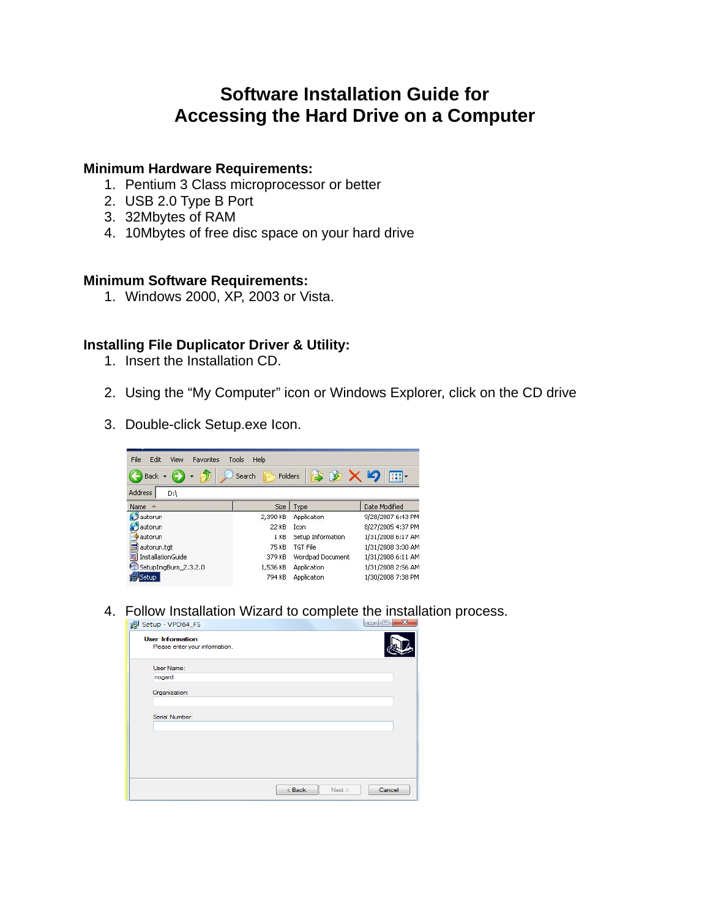# Software Installation Guide for Accessing the Hard Drive on a Computer

## Minimum Hardware Requirements:

1. Pentium 3 Class microprocessor or better
2. USB 2.0 Type B Port
3. 32Mbytes of RAM
4. 10Mbytes of free disc space on your hard drive

## Minimum Software Requirements:

1. Windows 2000, XP, 2003 or Vista.

## Installing File Duplicator Driver & Utility:

1. Insert the Installation CD.
2. Using the "My Computer" icon or Windows Explorer, click on the CD drive
3. Double-click Setup.exe Icon.
4. Follow Installation Wizard to complete the installation process.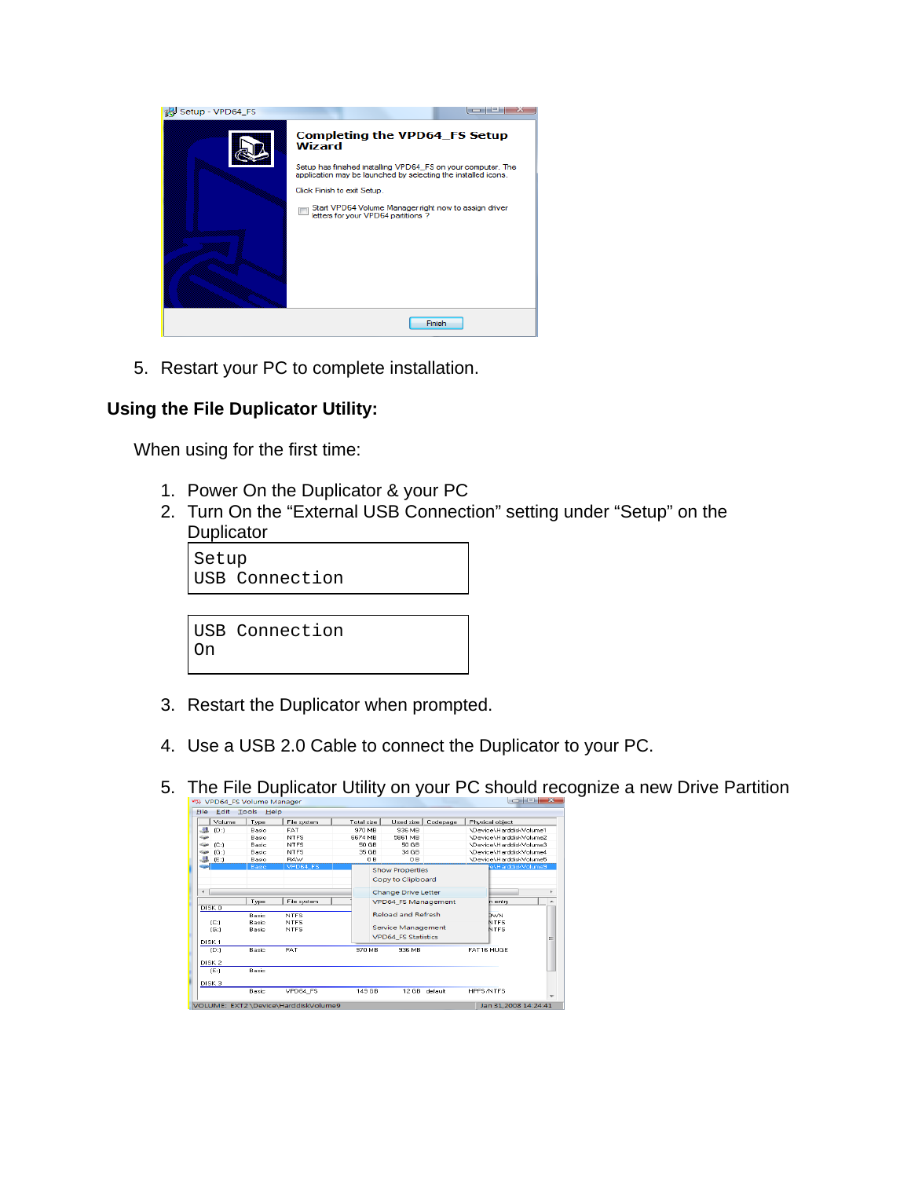5. Restart your PC to complete installation.

## Using the File Duplicator Utility:

When using for the first time:

1. Power On the Duplicator & your PC
2. Turn On the “External USB Connection” setting under “Setup” on the Duplicator

```
Setup
USB Connection
```

```
USB Connection
On
```

3. Restart the Duplicator when prompted.

4. Use a USB 2.0 Cable to connect the Duplicator to your PC.

5. The File Duplicator Utility on your PC should recognize a new Drive Partition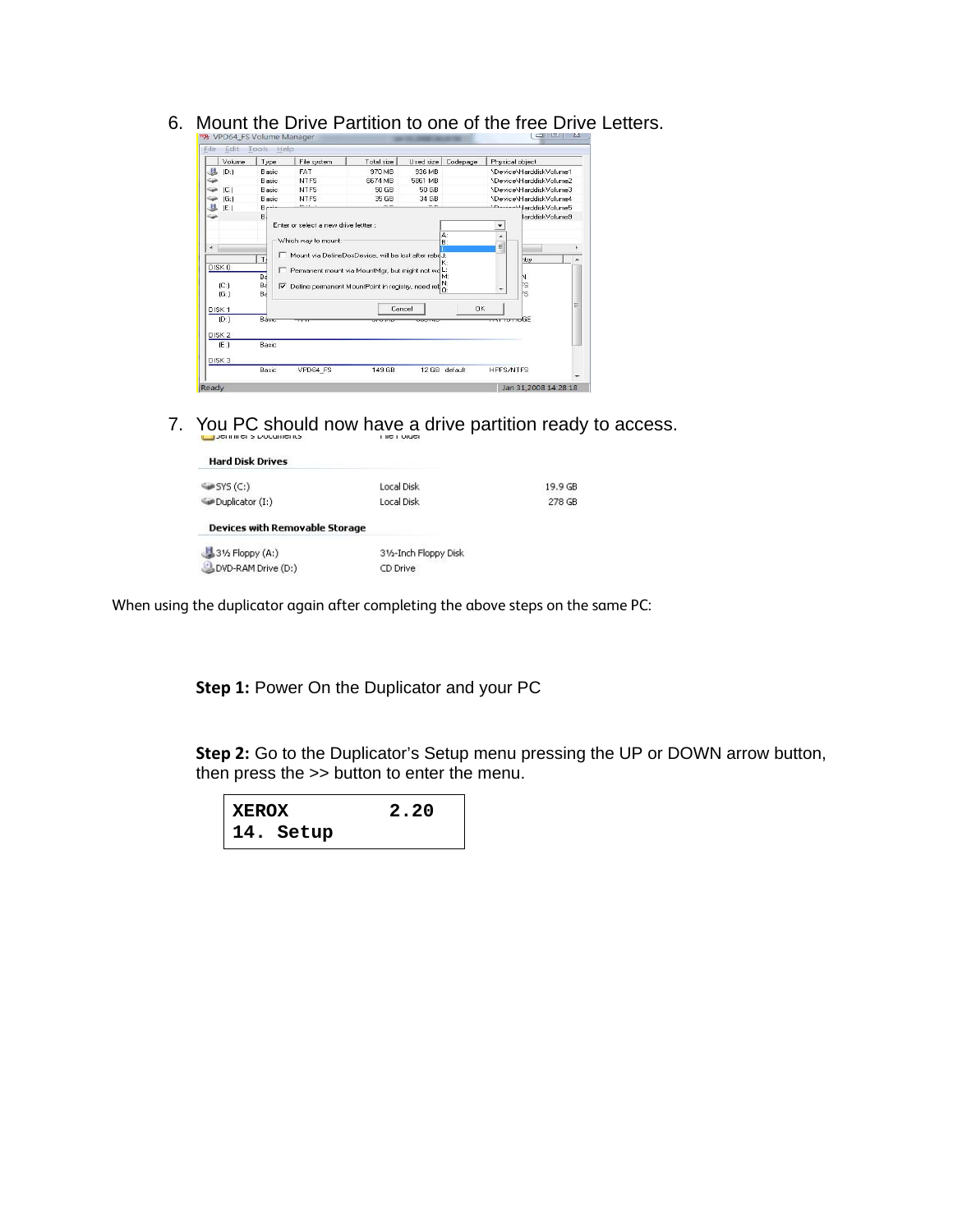6. Mount the Drive Partition to one of the free Drive Letters.

7. You PC should now have a drive partition ready to access.

When using the duplicator again after completing the above steps on the same PC:

**Step 1:** Power On the Duplicator and your PC

**Step 2:** Go to the Duplicator's Setup menu pressing the UP or DOWN arrow button, then press the >> button to enter the menu.

```
XEROX          2.20
14. Setup
```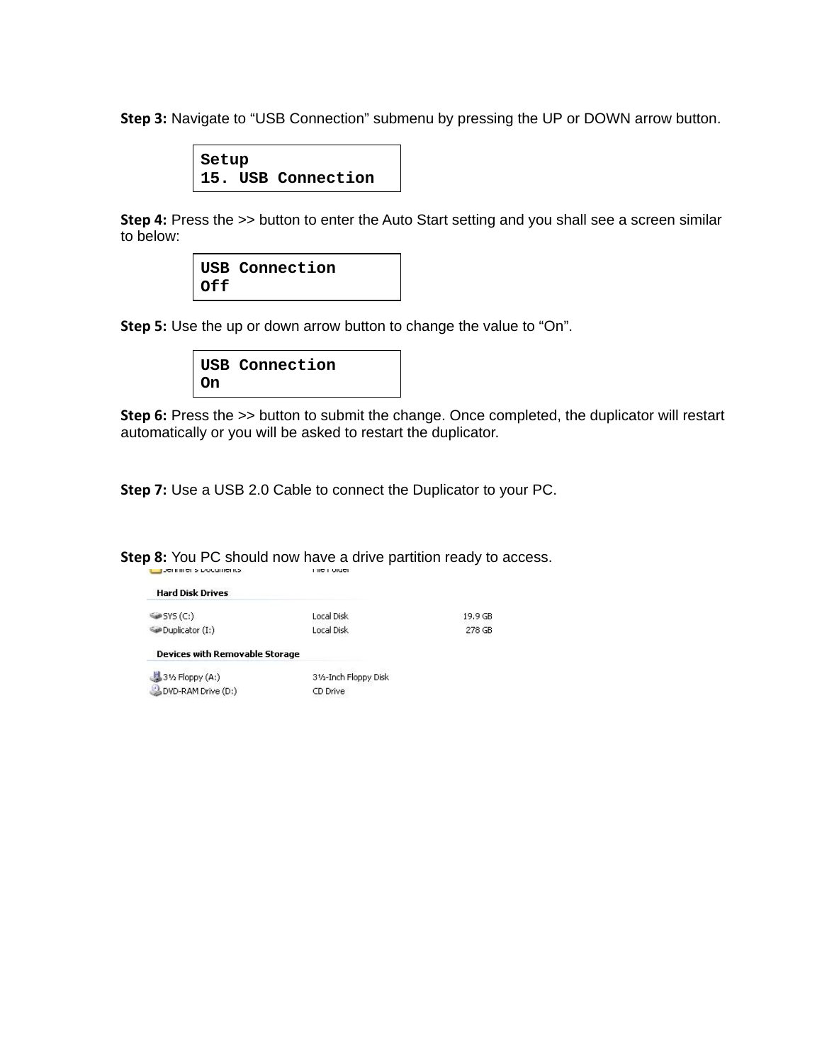**Step 3:** Navigate to "USB Connection" submenu by pressing the UP or DOWN arrow button.

```
Setup
15. USB Connection
```

**Step 4:** Press the >> button to enter the Auto Start setting and you shall see a screen similar to below:

```
USB Connection
Off
```

**Step 5:** Use the up or down arrow button to change the value to "On".

```
USB Connection
On
```

**Step 6:** Press the >> button to submit the change. Once completed, the duplicator will restart automatically or you will be asked to restart the duplicator.

**Step 7:** Use a USB 2.0 Cable to connect the Duplicator to your PC.

**Step 8:** You PC should now have a drive partition ready to access.

Jennifer's Documents | File Folder

**Hard Disk Drives**

| | | |
|---|---|---|
| SYS (C:) | Local Disk | 19.9 GB |
| Duplicator (I:) | Local Disk | 278 GB |

**Devices with Removable Storage**

| | |
|---|---|
| 3½ Floppy (A:) | 3½-Inch Floppy Disk |
| DVD-RAM Drive (D:) | CD Drive |